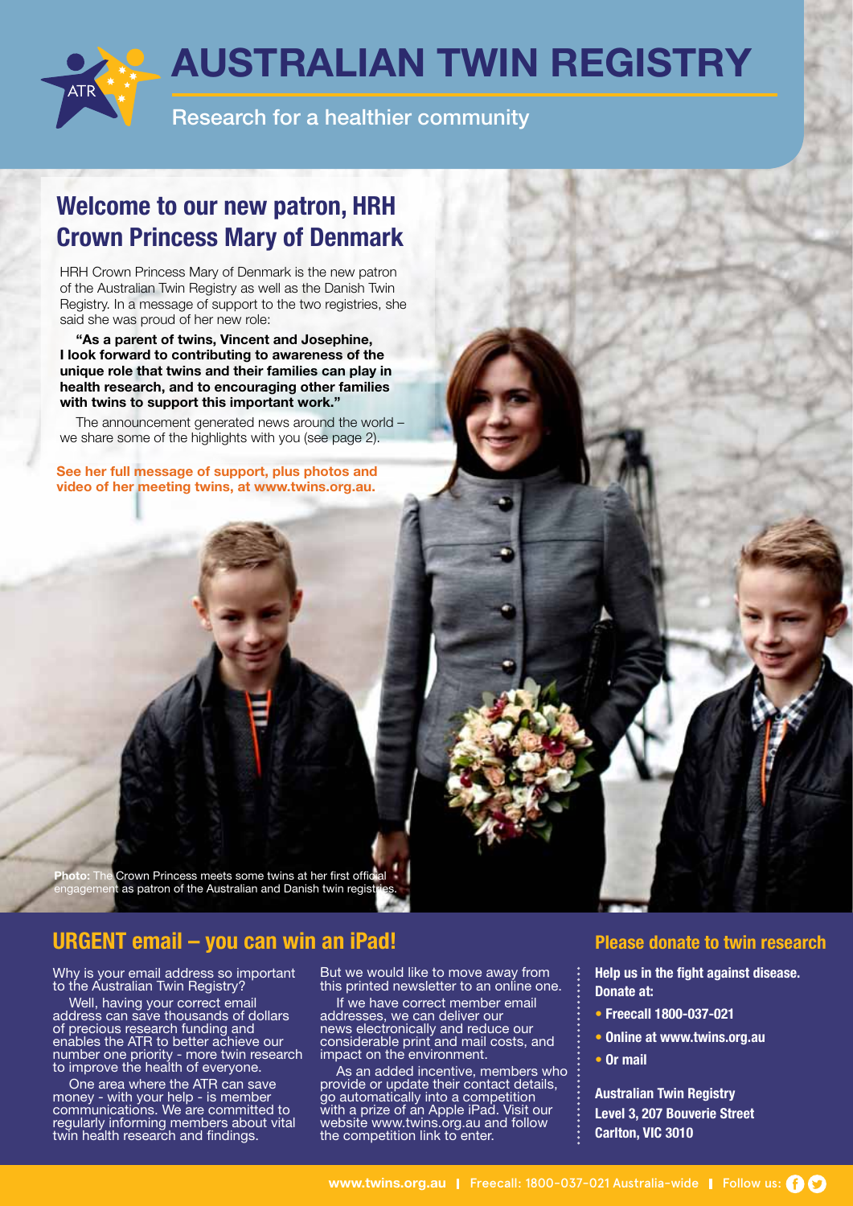# AUSTRALIAN TWIN REGISTRY

Research for a healthier community

## Welcome to our new patron, HRH Crown Princess Mary of Denmark

HRH Crown Princess Mary of Denmark is the new patron of the Australian Twin Registry as well as the Danish Twin Registry. In a message of support to the two registries, she said she was proud of her new role:

**"As a parent of twins, Vincent and Josephine, I look forward to contributing to awareness of the unique role that twins and their families can play in health research, and to encouraging other families with twins to support this important work."**

The announcement generated news around the world – we share some of the highlights with you (see page 2).

**See her full message of support, plus photos and video of her meeting twins, at www.twins.org.au.**

**Photo:** The Crown Princess meets some twins at her first official engagement as patron of the Australian and Danish twin registries.

## URGENT email – you can win an iPad!

Why is your email address so important to the Australian Twin Registry?

Well, having your correct email address can save thousands of dollars of precious research funding and enables the ATR to better achieve our number one priority - more twin research to improve the health of everyone.

One area where the ATR can save money - with your help - is member communications. We are committed to regularly informing members about vital twin health research and findings.

But we would like to move away from this printed newsletter to an online one.

If we have correct member email addresses, we can deliver our news electronically and reduce our considerable print and mail costs, and impact on the environment.

As an added incentive, members who provide or update their contact details, go automatically into a competition with a prize of an Apple iPad. Visit our website www.twins.org.au and follow the competition link to enter.

## Please donate to twin research

**Help us in the fight against disease. Donate at:**

- **Freecall 1800-037-021**
- **Online at www.twins.org.au**
- **Or mail**

**Australian Twin Registry**
**Level 3, 207 Bouverie Street**
**Carlton, VIC 3010**

www.twins.org.au | Freecall: 1800-037-021 Australia-wide | Follow us: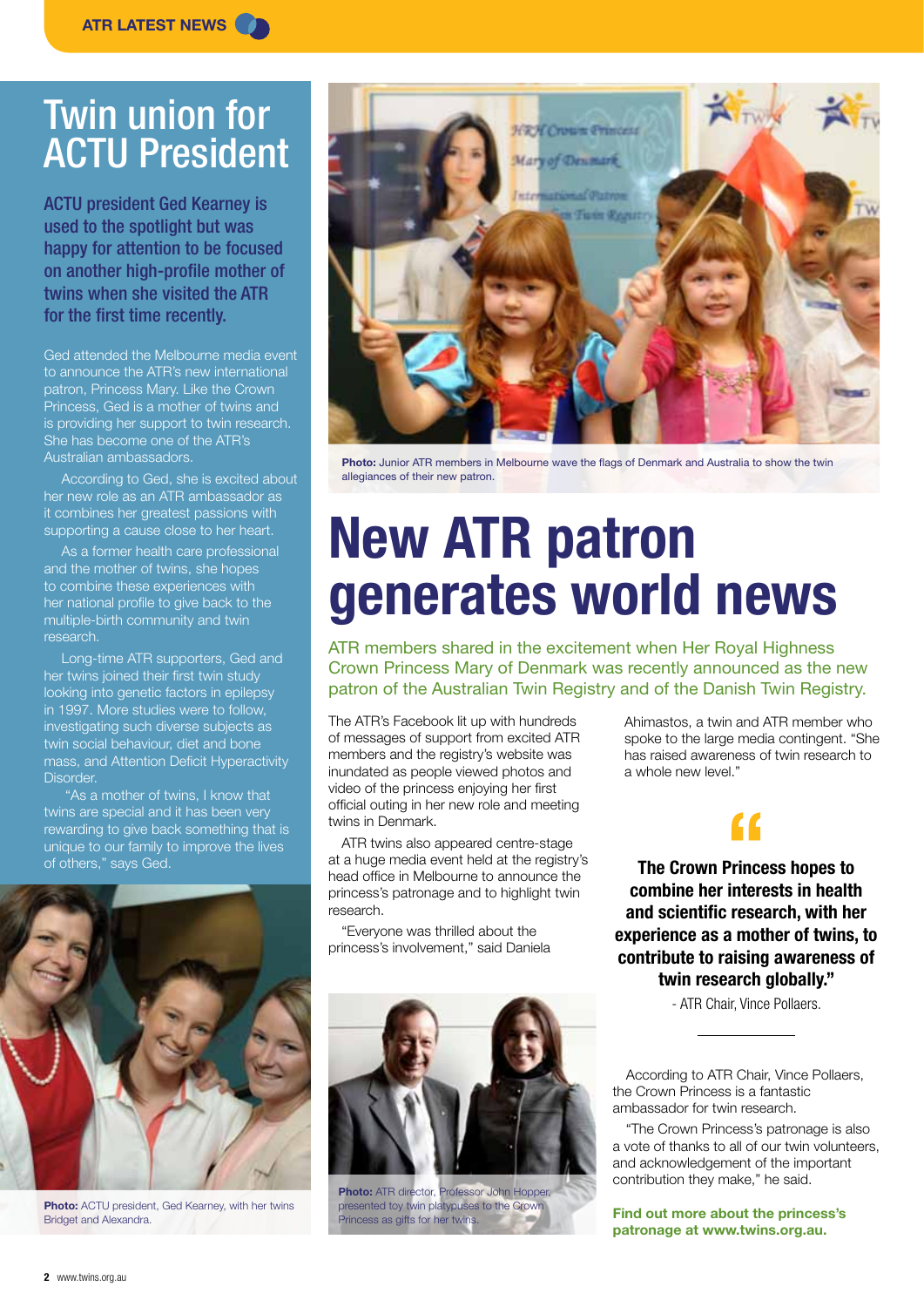# Twin union for ACTU President

**ACTU president Ged Kearney is used to the spotlight but was happy for attention to be focused on another high-profile mother of twins when she visited the ATR for the first time recently.**

Ged attended the Melbourne media event to announce the ATR's new international patron, Princess Mary. Like the Crown Princess, Ged is a mother of twins and is providing her support to twin research. She has become one of the ATR's Australian ambassadors.

According to Ged, she is excited about her new role as an ATR ambassador as it combines her greatest passions with supporting a cause close to her heart.

As a former health care professional and the mother of twins, she hopes to combine these experiences with her national profile to give back to the multiple-birth community and twin research.

Long-time ATR supporters, Ged and her twins joined their first twin study looking into genetic factors in epilepsy in 1997. More studies were to follow, investigating such diverse subjects as twin social behaviour, diet and bone mass, and Attention Deficit Hyperactivity Disorder.

"As a mother of twins, I know that twins are special and it has been very rewarding to give back something that is unique to our family to improve the lives of others," says Ged.

**Photo:** ACTU president, Ged Kearney, with her twins Bridget and Alexandra.

**Photo:** Junior ATR members in Melbourne wave the flags of Denmark and Australia to show the twin allegiances of their new patron.

# New ATR patron generates world news

ATR members shared in the excitement when Her Royal Highness Crown Princess Mary of Denmark was recently announced as the new patron of the Australian Twin Registry and of the Danish Twin Registry.

The ATR's Facebook lit up with hundreds of messages of support from excited ATR members and the registry's website was inundated as people viewed photos and video of the princess enjoying her first official outing in her new role and meeting twins in Denmark.

ATR twins also appeared centre-stage at a huge media event held at the registry's head office in Melbourne to announce the princess's patronage and to highlight twin research.

"Everyone was thrilled about the princess's involvement," said Daniela Ahimastos, a twin and ATR member who spoke to the large media contingent. "She has raised awareness of twin research to a whole new level."

**Photo:** ATR director, Professor John Hopper, presented toy twin platypuses to the Crown Princess as gifts for her twins.

> **The Crown Princess hopes to combine her interests in health and scientific research, with her experience as a mother of twins, to contribute to raising awareness of twin research globally."**
>
> \- ATR Chair, Vince Pollaers.

According to ATR Chair, Vince Pollaers, the Crown Princess is a fantastic ambassador for twin research.

"The Crown Princess's patronage is also a vote of thanks to all of our twin volunteers, and acknowledgement of the important contribution they make," he said.

**Find out more about the princess's patronage at www.twins.org.au.**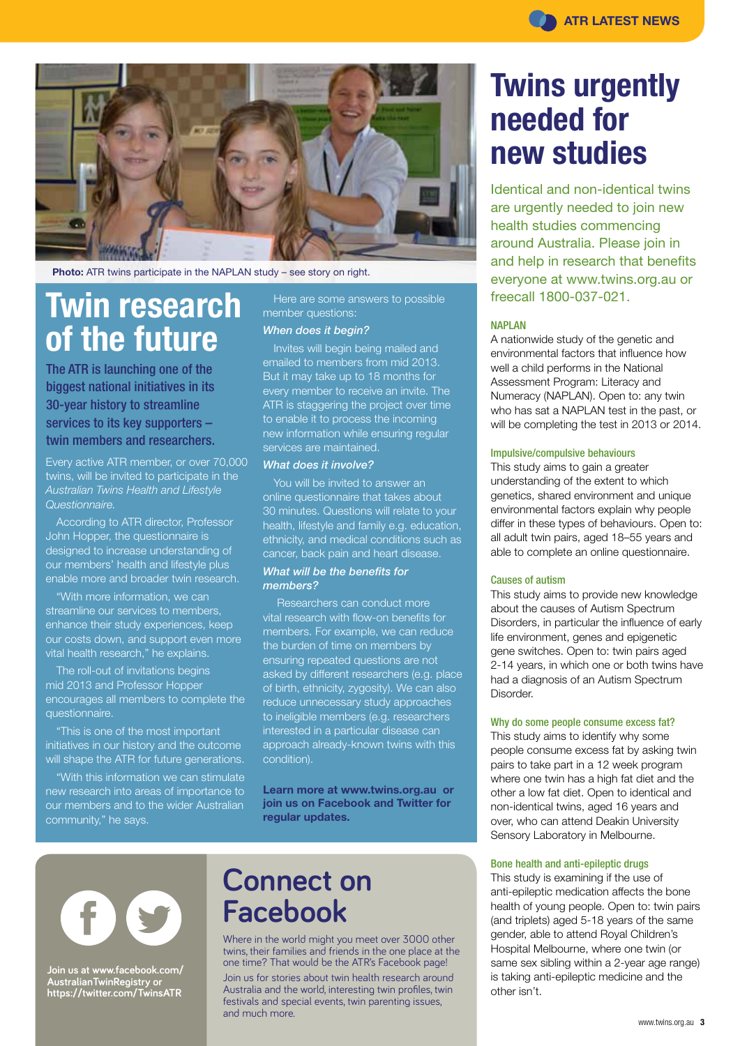Photo: ATR twins participate in the NAPLAN study – see story on right.

# Twin research of the future

**The ATR is launching one of the biggest national initiatives in its 30-year history to streamline services to its key supporters – twin members and researchers.**

Every active ATR member, or over 70,000 twins, will be invited to participate in the *Australian Twins Health and Lifestyle Questionnaire*.

According to ATR director, Professor John Hopper, the questionnaire is designed to increase understanding of our members' health and lifestyle plus enable more and broader twin research.

"With more information, we can streamline our services to members, enhance their study experiences, keep our costs down, and support even more vital health research," he explains.

The roll-out of invitations begins mid 2013 and Professor Hopper encourages all members to complete the questionnaire.

"This is one of the most important initiatives in our history and the outcome will shape the ATR for future generations.

"With this information we can stimulate new research into areas of importance to our members and to the wider Australian community," he says.

Here are some answers to possible member questions:

***When does it begin?***

Invites will begin being mailed and emailed to members from mid 2013. But it may take up to 18 months for every member to receive an invite. The ATR is staggering the project over time to enable it to process the incoming new information while ensuring regular services are maintained.

***What does it involve?***

You will be invited to answer an online questionnaire that takes about 30 minutes. Questions will relate to your health, lifestyle and family e.g. education, ethnicity, and medical conditions such as cancer, back pain and heart disease.

***What will be the benefits for members?***

Researchers can conduct more vital research with flow-on benefits for members. For example, we can reduce the burden of time on members by ensuring repeated questions are not asked by different researchers (e.g. place of birth, ethnicity, zygosity). We can also reduce unnecessary study approaches to ineligible members (e.g. researchers interested in a particular disease can approach already-known twins with this condition).

**Learn more at www.twins.org.au or join us on Facebook and Twitter for regular updates.**

# Connect on Facebook

Where in the world might you meet over 3000 other twins, their families and friends in the one place at the one time? That would be the ATR's Facebook page!

Join us for stories about twin health research around Australia and the world, interesting twin profiles, twin festivals and special events, twin parenting issues, and much more.

**Join us at www.facebook.com/AustralianTwinRegistry or https://twitter.com/TwinsATR**

# Twins urgently needed for new studies

Identical and non-identical twins are urgently needed to join new health studies commencing around Australia. Please join in and help in research that benefits everyone at www.twins.org.au or freecall 1800-037-021.

### NAPLAN

A nationwide study of the genetic and environmental factors that influence how well a child performs in the National Assessment Program: Literacy and Numeracy (NAPLAN). Open to: any twin who has sat a NAPLAN test in the past, or will be completing the test in 2013 or 2014.

### Impulsive/compulsive behaviours

This study aims to gain a greater understanding of the extent to which genetics, shared environment and unique environmental factors explain why people differ in these types of behaviours. Open to: all adult twin pairs, aged 18–55 years and able to complete an online questionnaire.

### Causes of autism

This study aims to provide new knowledge about the causes of Autism Spectrum Disorders, in particular the influence of early life environment, genes and epigenetic gene switches. Open to: twin pairs aged 2-14 years, in which one or both twins have had a diagnosis of an Autism Spectrum Disorder.

### Why do some people consume excess fat?

This study aims to identify why some people consume excess fat by asking twin pairs to take part in a 12 week program where one twin has a high fat diet and the other a low fat diet. Open to identical and non-identical twins, aged 16 years and over, who can attend Deakin University Sensory Laboratory in Melbourne.

### Bone health and anti-epileptic drugs

This study is examining if the use of anti-epileptic medication affects the bone health of young people. Open to: twin pairs (and triplets) aged 5-18 years of the same gender, able to attend Royal Children's Hospital Melbourne, where one twin (or same sex sibling within a 2-year age range) is taking anti-epileptic medicine and the other isn't.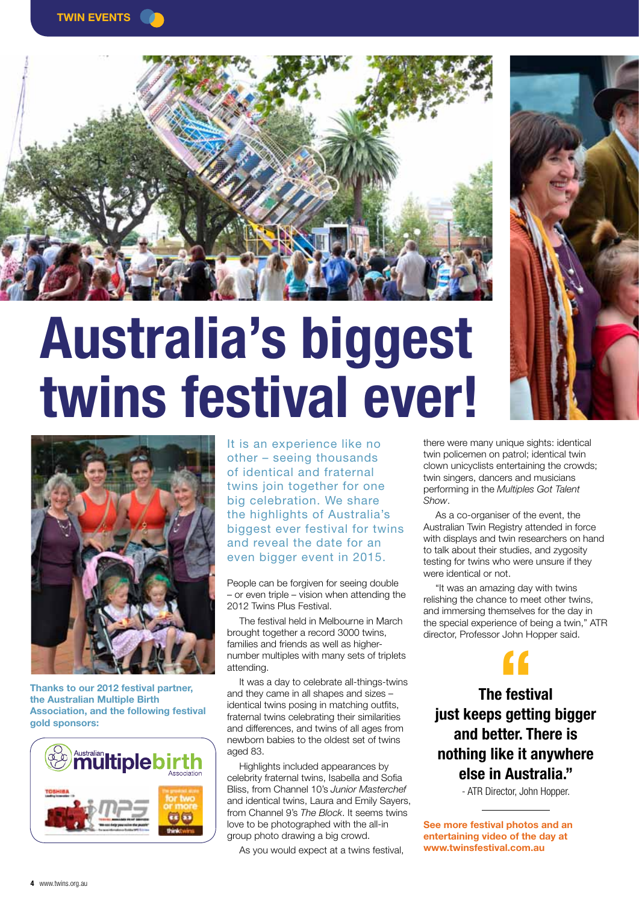# Australia's biggest twins festival ever!

It is an experience like no other – seeing thousands of identical and fraternal twins join together for one big celebration. We share the highlights of Australia's biggest ever festival for twins and reveal the date for an even bigger event in 2015.

People can be forgiven for seeing double – or even triple – vision when attending the 2012 Twins Plus Festival.

The festival held in Melbourne in March brought together a record 3000 twins, families and friends as well as higher-number multiples with many sets of triplets attending.

It was a day to celebrate all-things-twins and they came in all shapes and sizes – identical twins posing in matching outfits, fraternal twins celebrating their similarities and differences, and twins of all ages from newborn babies to the oldest set of twins aged 83.

Highlights included appearances by celebrity fraternal twins, Isabella and Sofia Bliss, from Channel 10's *Junior Masterchef* and identical twins, Laura and Emily Sayers, from Channel 9's *The Block*. It seems twins love to be photographed with the all-in group photo drawing a big crowd.

As you would expect at a twins festival, there were many unique sights: identical twin policemen on patrol; identical twin clown unicyclists entertaining the crowds; twin singers, dancers and musicians performing in the *Multiples Got Talent Show*.

As a co-organiser of the event, the Australian Twin Registry attended in force with displays and twin researchers on hand to talk about their studies, and zygosity testing for twins who were unsure if they were identical or not.

"It was an amazing day with twins relishing the chance to meet other twins, and immersing themselves for the day in the special experience of being a twin," ATR director, Professor John Hopper said.

> **"The festival just keeps getting bigger and better. There is nothing like it anywhere else in Australia."**
>
> - ATR Director, John Hopper.

**See more festival photos and an entertaining video of the day at www.twinsfestival.com.au**

**Thanks to our 2012 festival partner, the Australian Multiple Birth Association, and the following festival gold sponsors:**

Australian multiplebirth Association

TOSHIBA

MPS

for two or more

thinktwins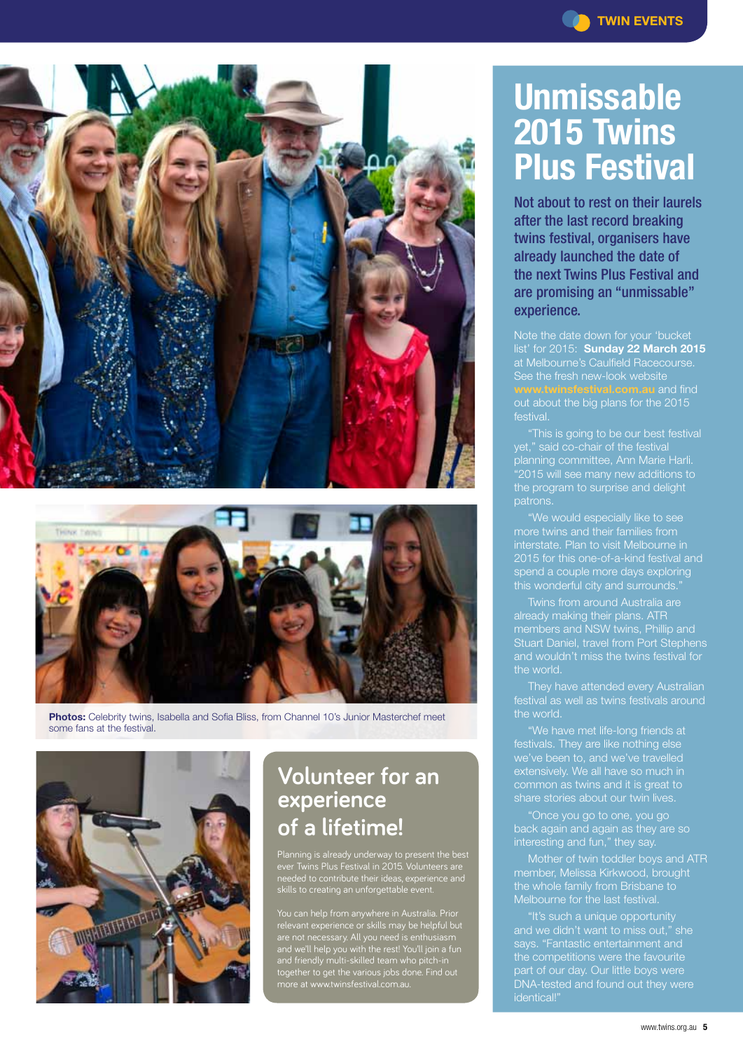# Unmissable 2015 Twins Plus Festival

**Not about to rest on their laurels after the last record breaking twins festival, organisers have already launched the date of the next Twins Plus Festival and are promising an "unmissable" experience.**

Note the date down for your 'bucket list' for 2015: **Sunday 22 March 2015** at Melbourne's Caulfield Racecourse. See the fresh new-look website **www.twinsfestival.com.au** and find out about the big plans for the 2015 festival.

"This is going to be our best festival yet," said co-chair of the festival planning committee, Ann Marie Harli. "2015 will see many new additions to the program to surprise and delight patrons.

"We would especially like to see more twins and their families from interstate. Plan to visit Melbourne in 2015 for this one-of-a-kind festival and spend a couple more days exploring this wonderful city and surrounds."

Twins from around Australia are already making their plans. ATR members and NSW twins, Phillip and Stuart Daniel, travel from Port Stephens and wouldn't miss the twins festival for the world.

They have attended every Australian festival as well as twins festivals around the world.

"We have met life-long friends at festivals. They are like nothing else we've been to, and we've travelled extensively. We all have so much in common as twins and it is great to share stories about our twin lives.

"Once you go to one, you go back again and again as they are so interesting and fun," they say.

Mother of twin toddler boys and ATR member, Melissa Kirkwood, brought the whole family from Brisbane to Melbourne for the last festival.

"It's such a unique opportunity and we didn't want to miss out," she says. "Fantastic entertainment and the competitions were the favourite part of our day. Our little boys were DNA-tested and found out they were identical!"

**Photos:** Celebrity twins, Isabella and Sofia Bliss, from Channel 10's Junior Masterchef meet some fans at the festival.

## Volunteer for an experience of a lifetime!

Planning is already underway to present the best ever Twins Plus Festival in 2015. Volunteers are needed to contribute their ideas, experience and skills to creating an unforgettable event.

You can help from anywhere in Australia. Prior relevant experience or skills may be helpful but are not necessary. All you need is enthusiasm and we'll help you with the rest! You'll join a fun and friendly multi-skilled team who pitch-in together to get the various jobs done. Find out more at www.twinsfestival.com.au.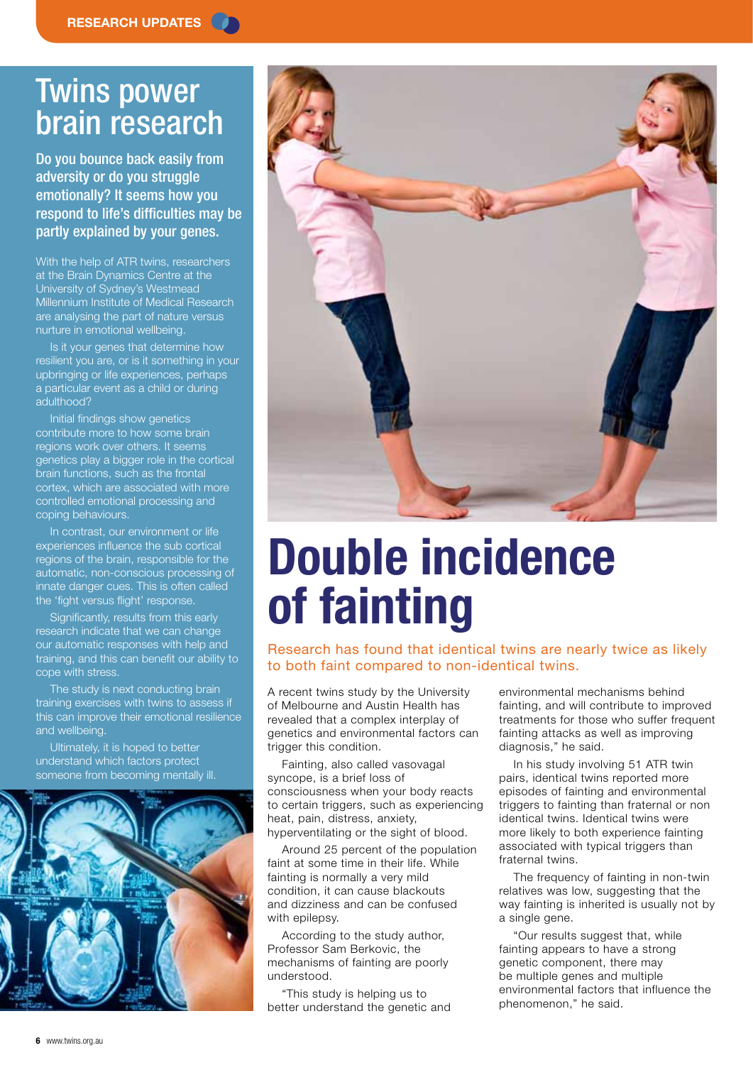# Twins power brain research

**Do you bounce back easily from adversity or do you struggle emotionally? It seems how you respond to life's difficulties may be partly explained by your genes.**

With the help of ATR twins, researchers at the Brain Dynamics Centre at the University of Sydney's Westmead Millennium Institute of Medical Research are analysing the part of nature versus nurture in emotional wellbeing.

Is it your genes that determine how resilient you are, or is it something in your upbringing or life experiences, perhaps a particular event as a child or during adulthood?

Initial findings show genetics contribute more to how some brain regions work over others. It seems genetics play a bigger role in the cortical brain functions, such as the frontal cortex, which are associated with more controlled emotional processing and coping behaviours.

In contrast, our environment or life experiences influence the sub cortical regions of the brain, responsible for the automatic, non-conscious processing of innate danger cues. This is often called the 'fight versus flight' response.

Significantly, results from this early research indicate that we can change our automatic responses with help and training, and this can benefit our ability to cope with stress.

The study is next conducting brain training exercises with twins to assess if this can improve their emotional resilience and wellbeing.

Ultimately, it is hoped to better understand which factors protect someone from becoming mentally ill.

# Double incidence of fainting

Research has found that identical twins are nearly twice as likely to both faint compared to non-identical twins.

A recent twins study by the University of Melbourne and Austin Health has revealed that a complex interplay of genetics and environmental factors can trigger this condition.

Fainting, also called vasovagal syncope, is a brief loss of consciousness when your body reacts to certain triggers, such as experiencing heat, pain, distress, anxiety, hyperventilating or the sight of blood.

Around 25 percent of the population faint at some time in their life. While fainting is normally a very mild condition, it can cause blackouts and dizziness and can be confused with epilepsy.

According to the study author, Professor Sam Berkovic, the mechanisms of fainting are poorly understood.

"This study is helping us to better understand the genetic and environmental mechanisms behind fainting, and will contribute to improved treatments for those who suffer frequent fainting attacks as well as improving diagnosis," he said.

In his study involving 51 ATR twin pairs, identical twins reported more episodes of fainting and environmental triggers to fainting than fraternal or non identical twins. Identical twins were more likely to both experience fainting associated with typical triggers than fraternal twins.

The frequency of fainting in non-twin relatives was low, suggesting that the way fainting is inherited is usually not by a single gene.

"Our results suggest that, while fainting appears to have a strong genetic component, there may be multiple genes and multiple environmental factors that influence the phenomenon," he said.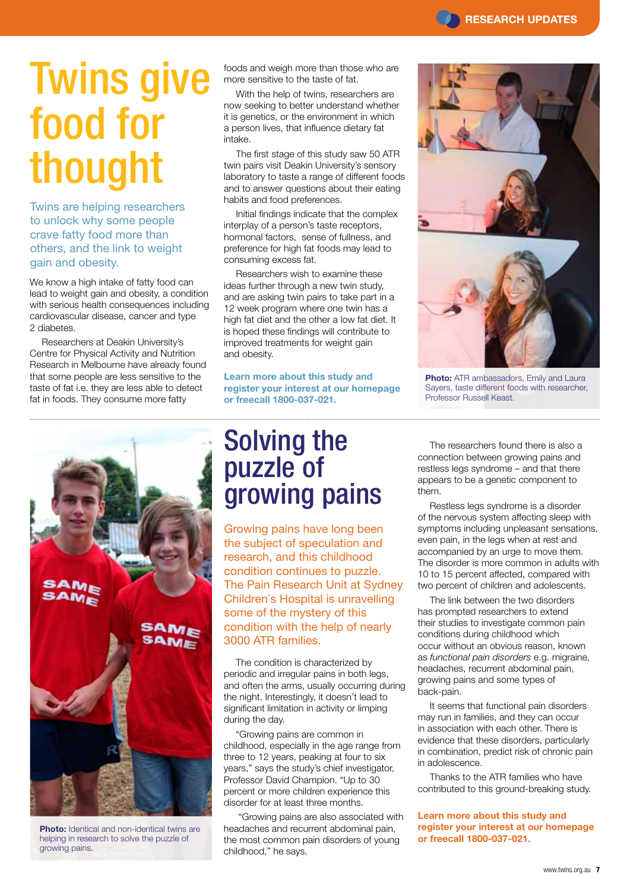# Twins give food for thought

Twins are helping researchers to unlock why some people crave fatty food more than others, and the link to weight gain and obesity.

We know a high intake of fatty food can lead to weight gain and obesity, a condition with serious health consequences including cardiovascular disease, cancer and type 2 diabetes.

Researchers at Deakin University's Centre for Physical Activity and Nutrition Research in Melbourne have already found that some people are less sensitive to the taste of fat i.e. they are less able to detect fat in foods. They consume more fatty foods and weigh more than those who are more sensitive to the taste of fat.

With the help of twins, researchers are now seeking to better understand whether it is genetics, or the environment in which a person lives, that influence dietary fat intake.

The first stage of this study saw 50 ATR twin pairs visit Deakin University's sensory laboratory to taste a range of different foods and to answer questions about their eating habits and food preferences.

Initial findings indicate that the complex interplay of a person's taste receptors, hormonal factors, sense of fullness, and preference for high fat foods may lead to consuming excess fat.

Researchers wish to examine these ideas further through a new twin study, and are asking twin pairs to take part in a 12 week program where one twin has a high fat diet and the other a low fat diet. It is hoped these findings will contribute to improved treatments for weight gain and obesity.

**Learn more about this study and register your interest at our homepage or freecall 1800-037-021.**

**Photo:** ATR ambassadors, Emily and Laura Sayers, taste different foods with researcher, Professor Russell Keast.

# Solving the puzzle of growing pains

Growing pains have long been the subject of speculation and research, and this childhood condition continues to puzzle. The Pain Research Unit at Sydney Children`s Hospital is unravelling some of the mystery of this condition with the help of nearly 3000 ATR families.

The condition is characterized by periodic and irregular pains in both legs, and often the arms, usually occurring during the night. Interestingly, it doesn't lead to significant limitation in activity or limping during the day.

"Growing pains are common in childhood, especially in the age range from three to 12 years, peaking at four to six years," says the study's chief investigator, Professor David Champion. "Up to 30 percent or more children experience this disorder for at least three months.

"Growing pains are also associated with headaches and recurrent abdominal pain, the most common pain disorders of young childhood," he says.

The researchers found there is also a connection between growing pains and restless legs syndrome – and that there appears to be a genetic component to them.

Restless legs syndrome is a disorder of the nervous system affecting sleep with symptoms including unpleasant sensations, even pain, in the legs when at rest and accompanied by an urge to move them. The disorder is more common in adults with 10 to 15 percent affected, compared with two percent of children and adolescents.

The link between the two disorders has prompted researchers to extend their studies to investigate common pain conditions during childhood which occur without an obvious reason, known as *functional pain disorders* e.g. migraine, headaches, recurrent abdominal pain, growing pains and some types of back-pain.

It seems that functional pain disorders may run in families, and they can occur in association with each other. There is evidence that these disorders, particularly in combination, predict risk of chronic pain in adolescence.

Thanks to the ATR families who have contributed to this ground-breaking study.

**Learn more about this study and register your interest at our homepage or freecall 1800-037-021.**

**Photo:** Identical and non-identical twins are helping in research to solve the puzzle of growing pains.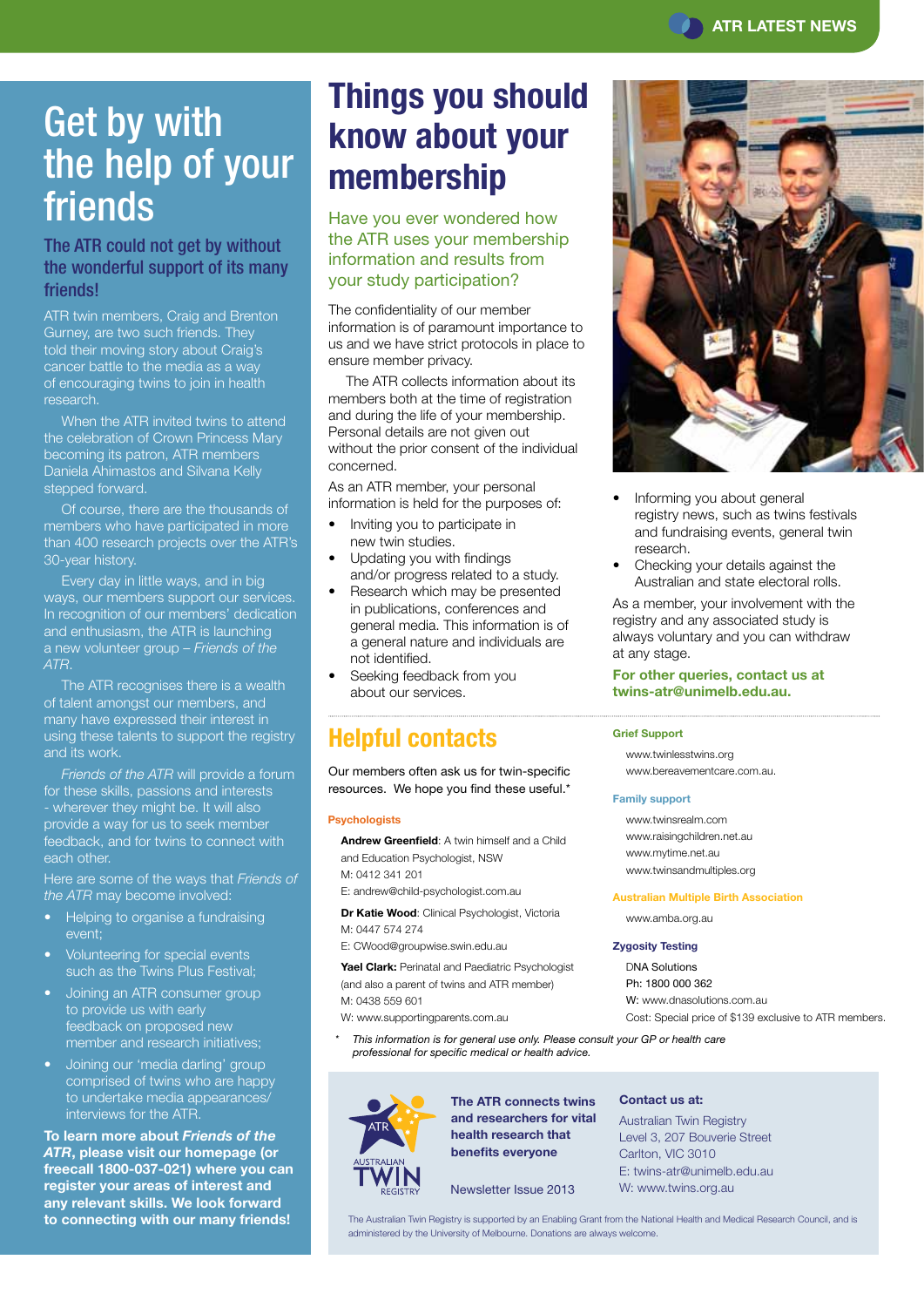# Get by with the help of your friends

## The ATR could not get by without the wonderful support of its many friends!

ATR twin members, Craig and Brenton Gurney, are two such friends. They told their moving story about Craig's cancer battle to the media as a way of encouraging twins to join in health research.

When the ATR invited twins to attend the celebration of Crown Princess Mary becoming its patron, ATR members Daniela Ahimastos and Silvana Kelly stepped forward.

Of course, there are the thousands of members who have participated in more than 400 research projects over the ATR's 30-year history.

Every day in little ways, and in big ways, our members support our services. In recognition of our members' dedication and enthusiasm, the ATR is launching a new volunteer group – *Friends of the ATR*.

The ATR recognises there is a wealth of talent amongst our members, and many have expressed their interest in using these talents to support the registry and its work.

*Friends of the ATR* will provide a forum for these skills, passions and interests - wherever they might be. It will also provide a way for us to seek member feedback, and for twins to connect with each other.

Here are some of the ways that *Friends of the ATR* may become involved:

- Helping to organise a fundraising event;
- Volunteering for special events such as the Twins Plus Festival;
- Joining an ATR consumer group to provide us with early feedback on proposed new member and research initiatives;
- Joining our 'media darling' group comprised of twins who are happy to undertake media appearances/ interviews for the ATR.

**To learn more about *Friends of the ATR*, please visit our homepage (or freecall 1800-037-021) where you can register your areas of interest and any relevant skills. We look forward to connecting with our many friends!**

# Things you should know about your membership

## Have you ever wondered how the ATR uses your membership information and results from your study participation?

The confidentiality of our member information is of paramount importance to us and we have strict protocols in place to ensure member privacy.

The ATR collects information about its members both at the time of registration and during the life of your membership. Personal details are not given out without the prior consent of the individual concerned.

As an ATR member, your personal information is held for the purposes of:

- Inviting you to participate in new twin studies.
- Updating you with findings and/or progress related to a study.
- Research which may be presented in publications, conferences and general media. This information is of a general nature and individuals are not identified.
- Seeking feedback from you about our services.
- Informing you about general registry news, such as twins festivals and fundraising events, general twin research.
- Checking your details against the Australian and state electoral rolls.

As a member, your involvement with the registry and any associated study is always voluntary and you can withdraw at any stage.

**For other queries, contact us at twins-atr@unimelb.edu.au.**

# Helpful contacts

Our members often ask us for twin-specific resources. We hope you find these useful.*

### Psychologists

**Andrew Greenfield**: A twin himself and a Child and Education Psychologist, NSW
M: 0412 341 201
E: andrew@child-psychologist.com.au

**Dr Katie Wood**: Clinical Psychologist, Victoria
M: 0447 574 274
E: CWood@groupwise.swin.edu.au

**Yael Clark:** Perinatal and Paediatric Psychologist (and also a parent of twins and ATR member)
M: 0438 559 601
W: www.supportingparents.com.au

### Grief Support

www.twinlesstwins.org
www.bereavementcare.com.au.

### Family support

www.twinsrealm.com
www.raisingchildren.net.au
www.mytime.net.au
www.twinsandmultiples.org

### Australian Multiple Birth Association

www.amba.org.au

### Zygosity Testing

DNA Solutions
Ph: 1800 000 362
W: www.dnasolutions.com.au
Cost: Special price of $139 exclusive to ATR members.

* *This information is for general use only. Please consult your GP or health care professional for specific medical or health advice.*

**The ATR connects twins and researchers for vital health research that benefits everyone**

Newsletter Issue 2013

**Contact us at:**

Australian Twin Registry
Level 3, 207 Bouverie Street
Carlton, VIC 3010
E: twins-atr@unimelb.edu.au
W: www.twins.org.au

The Australian Twin Registry is supported by an Enabling Grant from the National Health and Medical Research Council, and is administered by the University of Melbourne. Donations are always welcome.